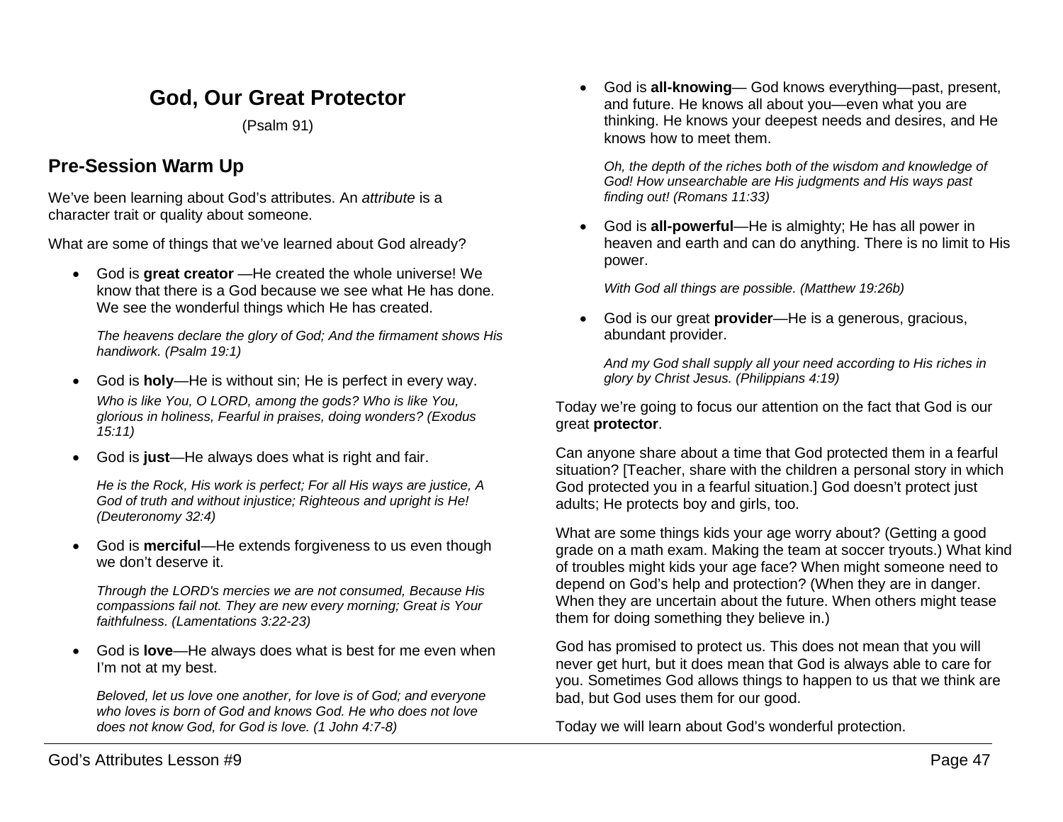# God, Our Great Protector

(Psalm 91)

## Pre-Session Warm Up

We've been learning about God's attributes. An *attribute* is a character trait or quality about someone.

What are some of things that we've learned about God already?

- God is **great creator** —He created the whole universe! We know that there is a God because we see what He has done. We see the wonderful things which He has created.

  *The heavens declare the glory of God; And the firmament shows His handiwork. (Psalm 19:1)*

- God is **holy**—He is without sin; He is perfect in every way.

  *Who is like You, O LORD, among the gods? Who is like You, glorious in holiness, Fearful in praises, doing wonders? (Exodus 15:11)*

- God is **just**—He always does what is right and fair.

  *He is the Rock, His work is perfect; For all His ways are justice, A God of truth and without injustice; Righteous and upright is He! (Deuteronomy 32:4)*

- God is **merciful**—He extends forgiveness to us even though we don't deserve it.

  *Through the LORD's mercies we are not consumed, Because His compassions fail not. They are new every morning; Great is Your faithfulness. (Lamentations 3:22-23)*

- God is **love**—He always does what is best for me even when I'm not at my best.

  *Beloved, let us love one another, for love is of God; and everyone who loves is born of God and knows God. He who does not love does not know God, for God is love. (1 John 4:7-8)*

- God is **all-knowing**— God knows everything—past, present, and future. He knows all about you—even what you are thinking. He knows your deepest needs and desires, and He knows how to meet them.

  *Oh, the depth of the riches both of the wisdom and knowledge of God! How unsearchable are His judgments and His ways past finding out! (Romans 11:33)*

- God is **all-powerful**—He is almighty; He has all power in heaven and earth and can do anything. There is no limit to His power.

  *With God all things are possible. (Matthew 19:26b)*

- God is our great **provider**—He is a generous, gracious, abundant provider.

  *And my God shall supply all your need according to His riches in glory by Christ Jesus. (Philippians 4:19)*

Today we're going to focus our attention on the fact that God is our great **protector**.

Can anyone share about a time that God protected them in a fearful situation? [Teacher, share with the children a personal story in which God protected you in a fearful situation.] God doesn't protect just adults; He protects boy and girls, too.

What are some things kids your age worry about? (Getting a good grade on a math exam. Making the team at soccer tryouts.) What kind of troubles might kids your age face? When might someone need to depend on God's help and protection? (When they are in danger. When they are uncertain about the future. When others might tease them for doing something they believe in.)

God has promised to protect us. This does not mean that you will never get hurt, but it does mean that God is always able to care for you. Sometimes God allows things to happen to us that we think are bad, but God uses them for our good.

Today we will learn about God's wonderful protection.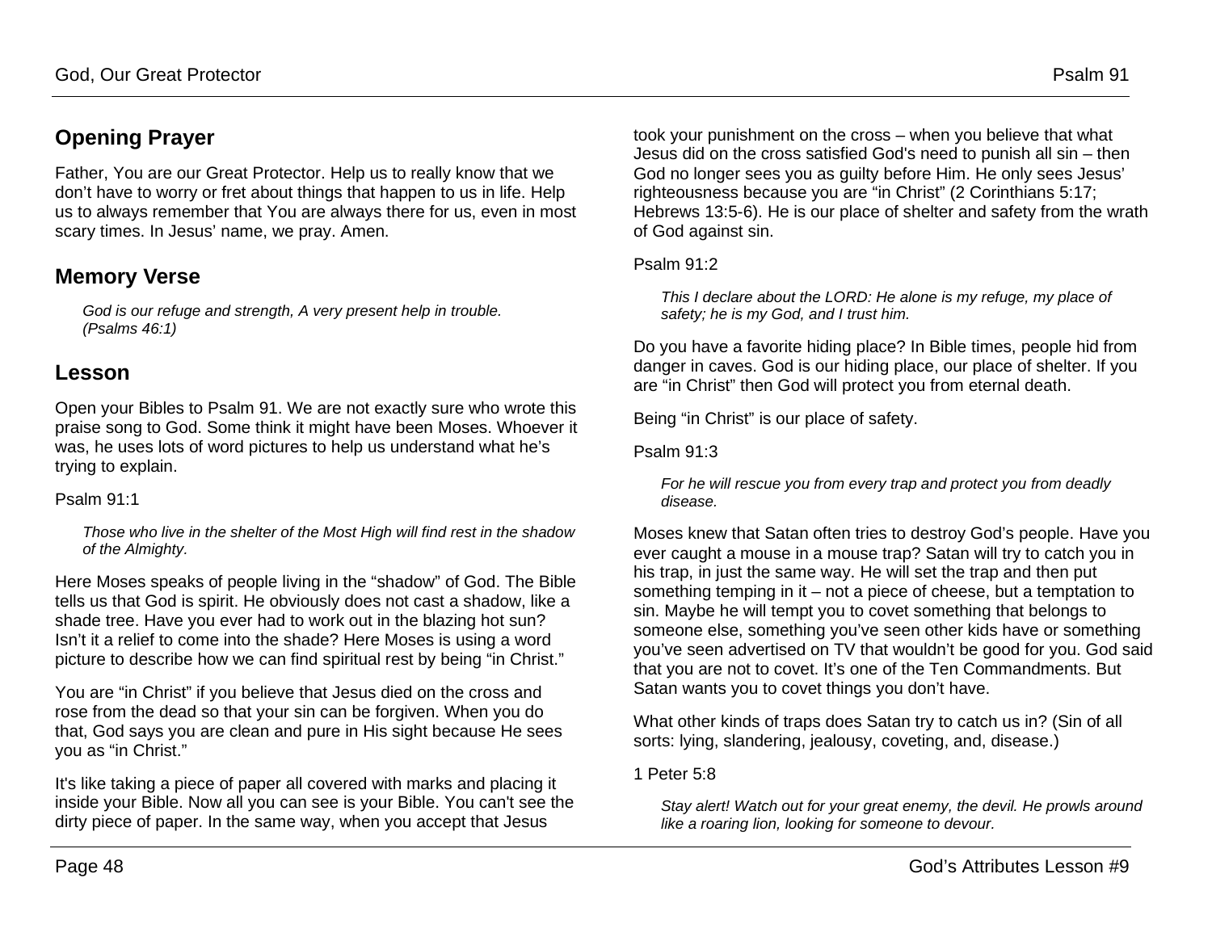## Opening Prayer

Father, You are our Great Protector. Help us to really know that we don't have to worry or fret about things that happen to us in life. Help us to always remember that You are always there for us, even in most scary times. In Jesus' name, we pray. Amen.

## Memory Verse

> *God is our refuge and strength, A very present help in trouble. (Psalms 46:1)*

## Lesson

Open your Bibles to Psalm 91. We are not exactly sure who wrote this praise song to God. Some think it might have been Moses. Whoever it was, he uses lots of word pictures to help us understand what he's trying to explain.

Psalm 91:1

> *Those who live in the shelter of the Most High will find rest in the shadow of the Almighty.*

Here Moses speaks of people living in the "shadow" of God. The Bible tells us that God is spirit. He obviously does not cast a shadow, like a shade tree. Have you ever had to work out in the blazing hot sun? Isn't it a relief to come into the shade? Here Moses is using a word picture to describe how we can find spiritual rest by being "in Christ."

You are "in Christ" if you believe that Jesus died on the cross and rose from the dead so that your sin can be forgiven. When you do that, God says you are clean and pure in His sight because He sees you as "in Christ."

It's like taking a piece of paper all covered with marks and placing it inside your Bible. Now all you can see is your Bible. You can't see the dirty piece of paper. In the same way, when you accept that Jesus took your punishment on the cross – when you believe that what Jesus did on the cross satisfied God's need to punish all sin – then God no longer sees you as guilty before Him. He only sees Jesus' righteousness because you are "in Christ" (2 Corinthians 5:17; Hebrews 13:5-6). He is our place of shelter and safety from the wrath of God against sin.

Psalm 91:2

> *This I declare about the LORD: He alone is my refuge, my place of safety; he is my God, and I trust him.*

Do you have a favorite hiding place? In Bible times, people hid from danger in caves. God is our hiding place, our place of shelter. If you are "in Christ" then God will protect you from eternal death.

Being "in Christ" is our place of safety.

Psalm 91:3

> *For he will rescue you from every trap and protect you from deadly disease.*

Moses knew that Satan often tries to destroy God's people. Have you ever caught a mouse in a mouse trap? Satan will try to catch you in his trap, in just the same way. He will set the trap and then put something temping in it – not a piece of cheese, but a temptation to sin. Maybe he will tempt you to covet something that belongs to someone else, something you've seen other kids have or something you've seen advertised on TV that wouldn't be good for you. God said that you are not to covet. It's one of the Ten Commandments. But Satan wants you to covet things you don't have.

What other kinds of traps does Satan try to catch us in? (Sin of all sorts: lying, slandering, jealousy, coveting, and, disease.)

1 Peter 5:8

> *Stay alert! Watch out for your great enemy, the devil. He prowls around like a roaring lion, looking for someone to devour.*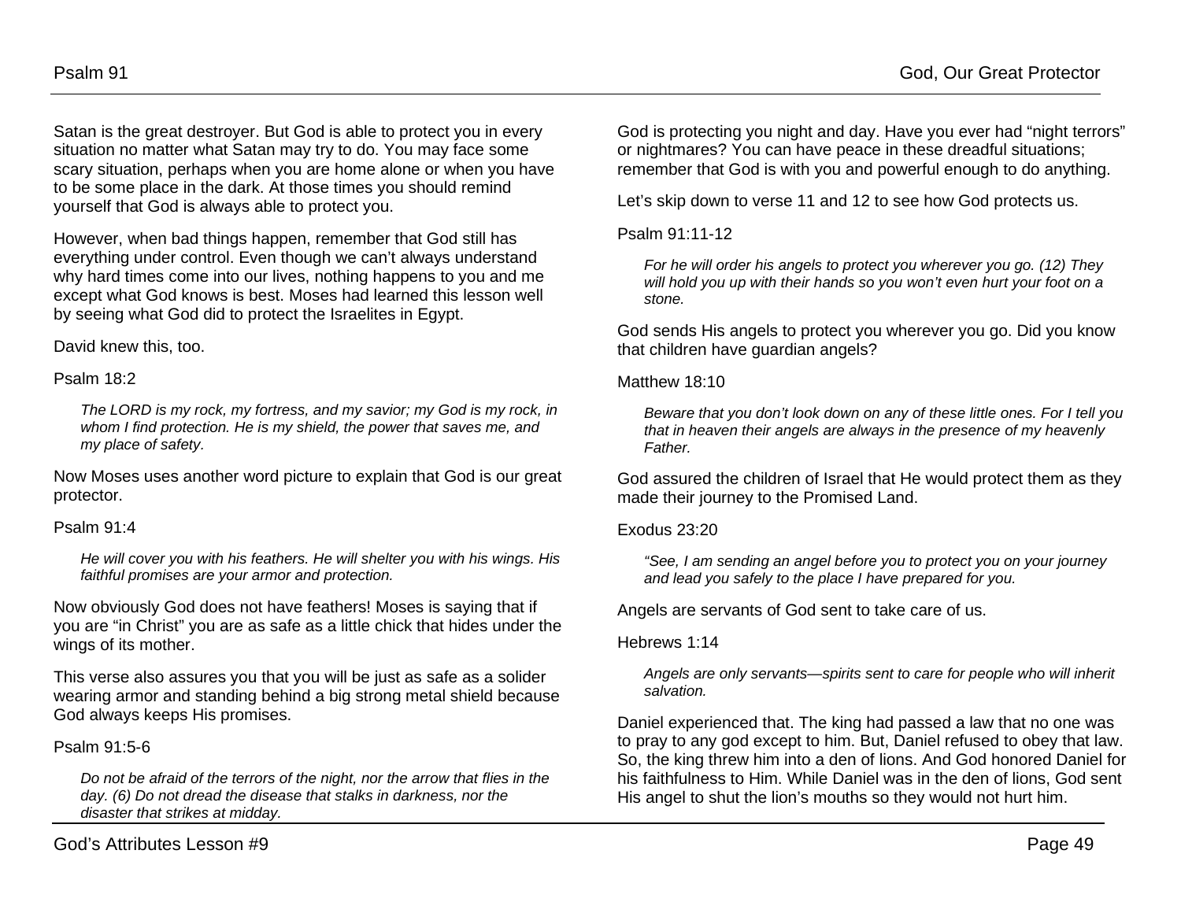Satan is the great destroyer. But God is able to protect you in every situation no matter what Satan may try to do. You may face some scary situation, perhaps when you are home alone or when you have to be some place in the dark. At those times you should remind yourself that God is always able to protect you.

However, when bad things happen, remember that God still has everything under control. Even though we can't always understand why hard times come into our lives, nothing happens to you and me except what God knows is best. Moses had learned this lesson well by seeing what God did to protect the Israelites in Egypt.

David knew this, too.

Psalm 18:2

> *The LORD is my rock, my fortress, and my savior; my God is my rock, in whom I find protection. He is my shield, the power that saves me, and my place of safety.*

Now Moses uses another word picture to explain that God is our great protector.

Psalm 91:4

> *He will cover you with his feathers. He will shelter you with his wings. His faithful promises are your armor and protection.*

Now obviously God does not have feathers! Moses is saying that if you are "in Christ" you are as safe as a little chick that hides under the wings of its mother.

This verse also assures you that you will be just as safe as a solider wearing armor and standing behind a big strong metal shield because God always keeps His promises.

Psalm 91:5-6

> *Do not be afraid of the terrors of the night, nor the arrow that flies in the day. (6) Do not dread the disease that stalks in darkness, nor the disaster that strikes at midday.*

God is protecting you night and day. Have you ever had "night terrors" or nightmares? You can have peace in these dreadful situations; remember that God is with you and powerful enough to do anything.

Let's skip down to verse 11 and 12 to see how God protects us.

Psalm 91:11-12

> *For he will order his angels to protect you wherever you go. (12) They will hold you up with their hands so you won't even hurt your foot on a stone.*

God sends His angels to protect you wherever you go. Did you know that children have guardian angels?

Matthew 18:10

> *Beware that you don't look down on any of these little ones. For I tell you that in heaven their angels are always in the presence of my heavenly Father.*

God assured the children of Israel that He would protect them as they made their journey to the Promised Land.

Exodus 23:20

> *"See, I am sending an angel before you to protect you on your journey and lead you safely to the place I have prepared for you.*

Angels are servants of God sent to take care of us.

Hebrews 1:14

> *Angels are only servants—spirits sent to care for people who will inherit salvation.*

Daniel experienced that. The king had passed a law that no one was to pray to any god except to him. But, Daniel refused to obey that law. So, the king threw him into a den of lions. And God honored Daniel for his faithfulness to Him. While Daniel was in the den of lions, God sent His angel to shut the lion's mouths so they would not hurt him.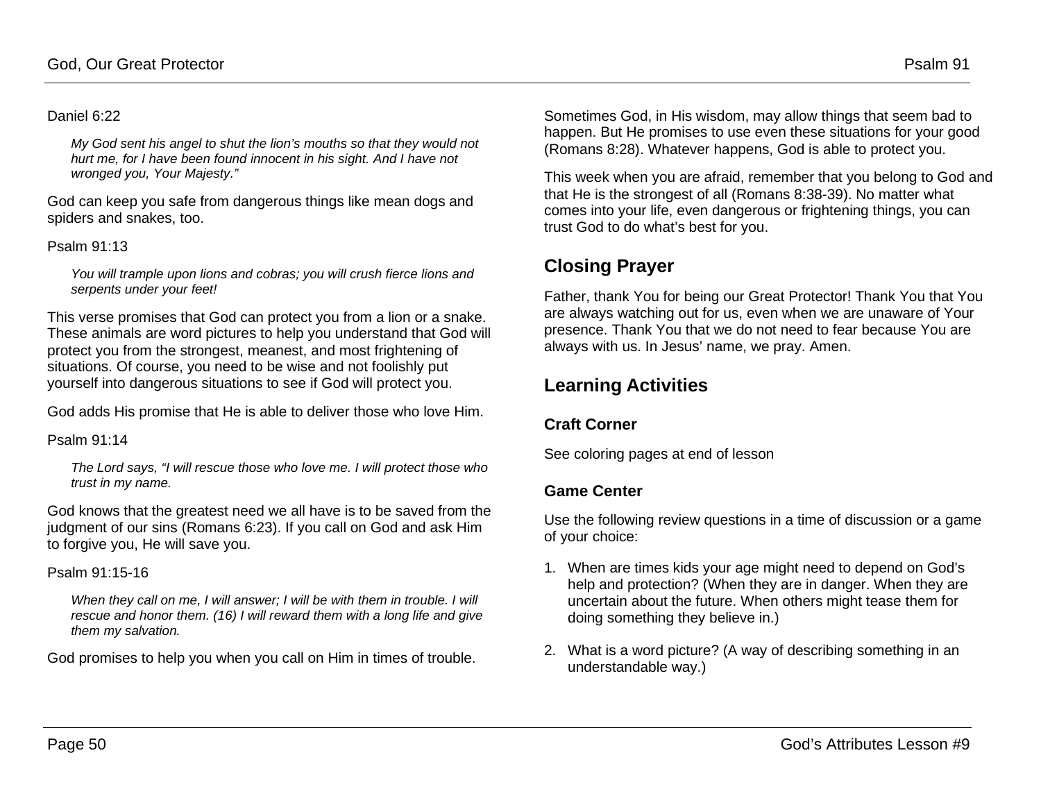Daniel 6:22

> *My God sent his angel to shut the lion's mouths so that they would not hurt me, for I have been found innocent in his sight. And I have not wronged you, Your Majesty."*

God can keep you safe from dangerous things like mean dogs and spiders and snakes, too.

Psalm 91:13

> *You will trample upon lions and cobras; you will crush fierce lions and serpents under your feet!*

This verse promises that God can protect you from a lion or a snake. These animals are word pictures to help you understand that God will protect you from the strongest, meanest, and most frightening of situations. Of course, you need to be wise and not foolishly put yourself into dangerous situations to see if God will protect you.

God adds His promise that He is able to deliver those who love Him.

Psalm 91:14

> *The Lord says, "I will rescue those who love me. I will protect those who trust in my name.*

God knows that the greatest need we all have is to be saved from the judgment of our sins (Romans 6:23). If you call on God and ask Him to forgive you, He will save you.

Psalm 91:15-16

> *When they call on me, I will answer; I will be with them in trouble. I will rescue and honor them. (16) I will reward them with a long life and give them my salvation.*

God promises to help you when you call on Him in times of trouble.

Sometimes God, in His wisdom, may allow things that seem bad to happen. But He promises to use even these situations for your good (Romans 8:28). Whatever happens, God is able to protect you.

This week when you are afraid, remember that you belong to God and that He is the strongest of all (Romans 8:38-39). No matter what comes into your life, even dangerous or frightening things, you can trust God to do what's best for you.

## Closing Prayer

Father, thank You for being our Great Protector! Thank You that You are always watching out for us, even when we are unaware of Your presence. Thank You that we do not need to fear because You are always with us. In Jesus' name, we pray. Amen.

## Learning Activities

### Craft Corner

See coloring pages at end of lesson

### Game Center

Use the following review questions in a time of discussion or a game of your choice:

1. When are times kids your age might need to depend on God's help and protection? (When they are in danger. When they are uncertain about the future. When others might tease them for doing something they believe in.)
2. What is a word picture? (A way of describing something in an understandable way.)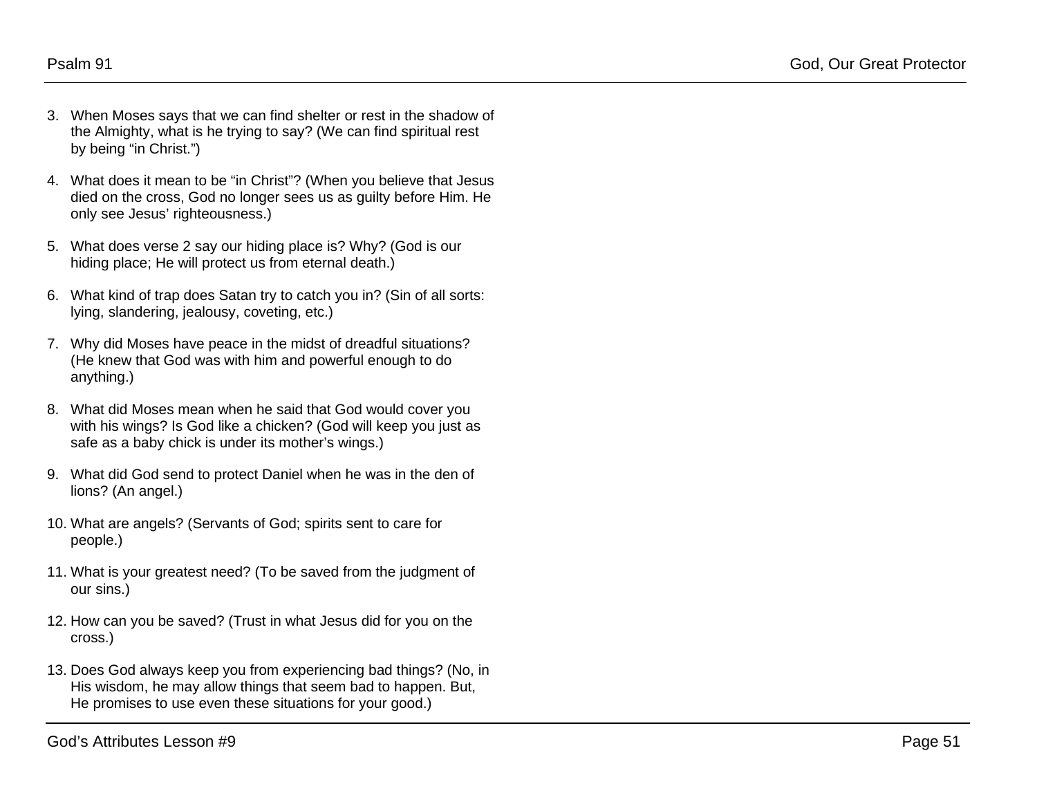3. When Moses says that we can find shelter or rest in the shadow of the Almighty, what is he trying to say? (We can find spiritual rest by being “in Christ.”)

4. What does it mean to be “in Christ”? (When you believe that Jesus died on the cross, God no longer sees us as guilty before Him. He only see Jesus’ righteousness.)

5. What does verse 2 say our hiding place is? Why? (God is our hiding place; He will protect us from eternal death.)

6. What kind of trap does Satan try to catch you in? (Sin of all sorts: lying, slandering, jealousy, coveting, etc.)

7. Why did Moses have peace in the midst of dreadful situations? (He knew that God was with him and powerful enough to do anything.)

8. What did Moses mean when he said that God would cover you with his wings? Is God like a chicken? (God will keep you just as safe as a baby chick is under its mother’s wings.)

9. What did God send to protect Daniel when he was in the den of lions? (An angel.)

10. What are angels? (Servants of God; spirits sent to care for people.)

11. What is your greatest need? (To be saved from the judgment of our sins.)

12. How can you be saved? (Trust in what Jesus did for you on the cross.)

13. Does God always keep you from experiencing bad things? (No, in His wisdom, he may allow things that seem bad to happen. But, He promises to use even these situations for your good.)